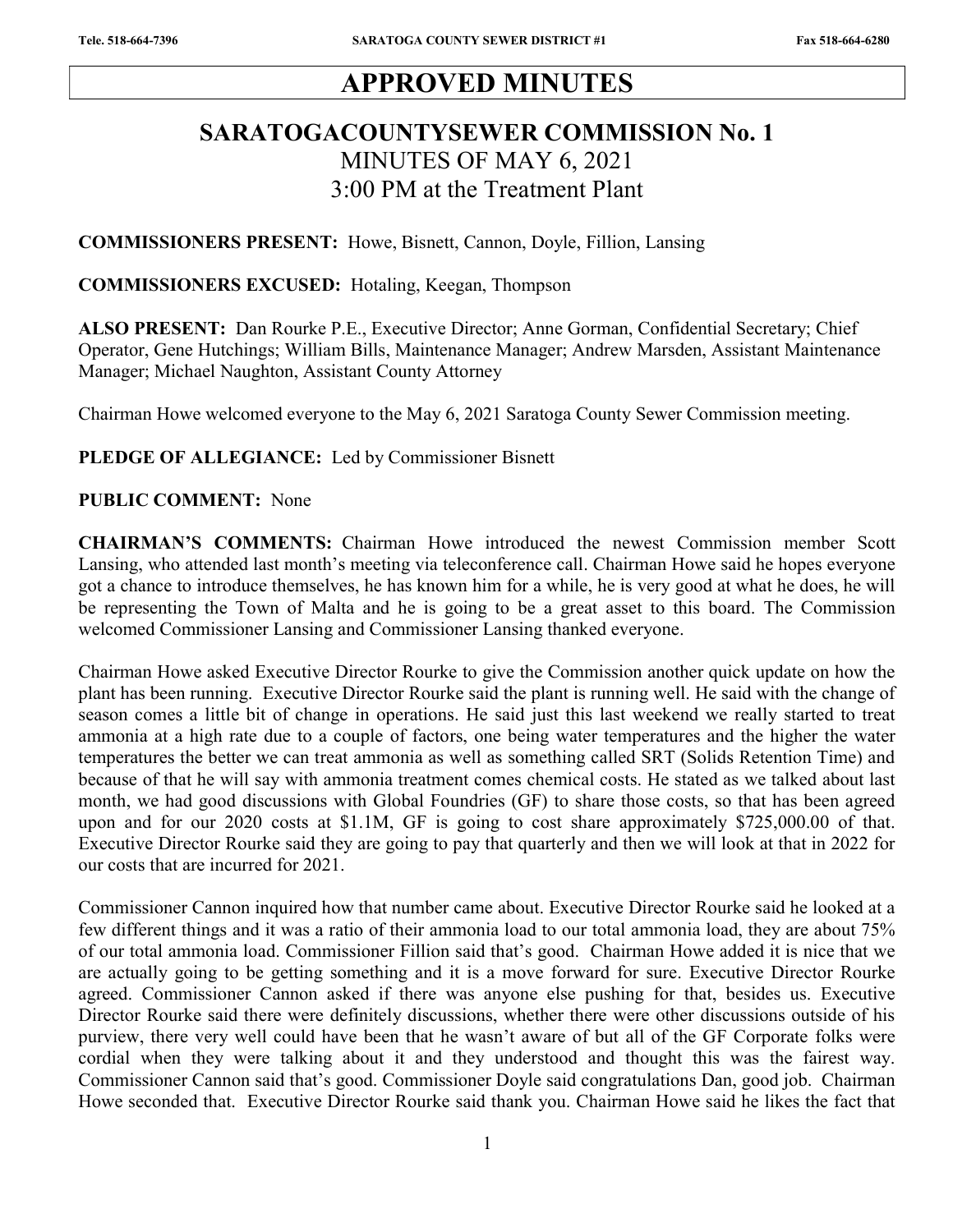# APPROVED MINUTES

## SARATOGACOUNTYSEWER COMMISSION No. 1
MINUTES OF MAY 6, 2021
3:00 PM at the Treatment Plant

**COMMISSIONERS PRESENT:** Howe, Bisnett, Cannon, Doyle, Fillion, Lansing

**COMMISSIONERS EXCUSED:** Hotaling, Keegan, Thompson

**ALSO PRESENT:** Dan Rourke P.E., Executive Director; Anne Gorman, Confidential Secretary; Chief Operator, Gene Hutchings; William Bills, Maintenance Manager; Andrew Marsden, Assistant Maintenance Manager; Michael Naughton, Assistant County Attorney

Chairman Howe welcomed everyone to the May 6, 2021 Saratoga County Sewer Commission meeting.

**PLEDGE OF ALLEGIANCE:** Led by Commissioner Bisnett

**PUBLIC COMMENT:** None

**CHAIRMAN'S COMMENTS:** Chairman Howe introduced the newest Commission member Scott Lansing, who attended last month's meeting via teleconference call. Chairman Howe said he hopes everyone got a chance to introduce themselves, he has known him for a while, he is very good at what he does, he will be representing the Town of Malta and he is going to be a great asset to this board. The Commission welcomed Commissioner Lansing and Commissioner Lansing thanked everyone.

Chairman Howe asked Executive Director Rourke to give the Commission another quick update on how the plant has been running. Executive Director Rourke said the plant is running well. He said with the change of season comes a little bit of change in operations. He said just this last weekend we really started to treat ammonia at a high rate due to a couple of factors, one being water temperatures and the higher the water temperatures the better we can treat ammonia as well as something called SRT (Solids Retention Time) and because of that he will say with ammonia treatment comes chemical costs. He stated as we talked about last month, we had good discussions with Global Foundries (GF) to share those costs, so that has been agreed upon and for our 2020 costs at \$1.1M, GF is going to cost share approximately \$725,000.00 of that. Executive Director Rourke said they are going to pay that quarterly and then we will look at that in 2022 for our costs that are incurred for 2021.

Commissioner Cannon inquired how that number came about. Executive Director Rourke said he looked at a few different things and it was a ratio of their ammonia load to our total ammonia load, they are about 75% of our total ammonia load. Commissioner Fillion said that's good. Chairman Howe added it is nice that we are actually going to be getting something and it is a move forward for sure. Executive Director Rourke agreed. Commissioner Cannon asked if there was anyone else pushing for that, besides us. Executive Director Rourke said there were definitely discussions, whether there were other discussions outside of his purview, there very well could have been that he wasn't aware of but all of the GF Corporate folks were cordial when they were talking about it and they understood and thought this was the fairest way. Commissioner Cannon said that's good. Commissioner Doyle said congratulations Dan, good job. Chairman Howe seconded that. Executive Director Rourke said thank you. Chairman Howe said he likes the fact that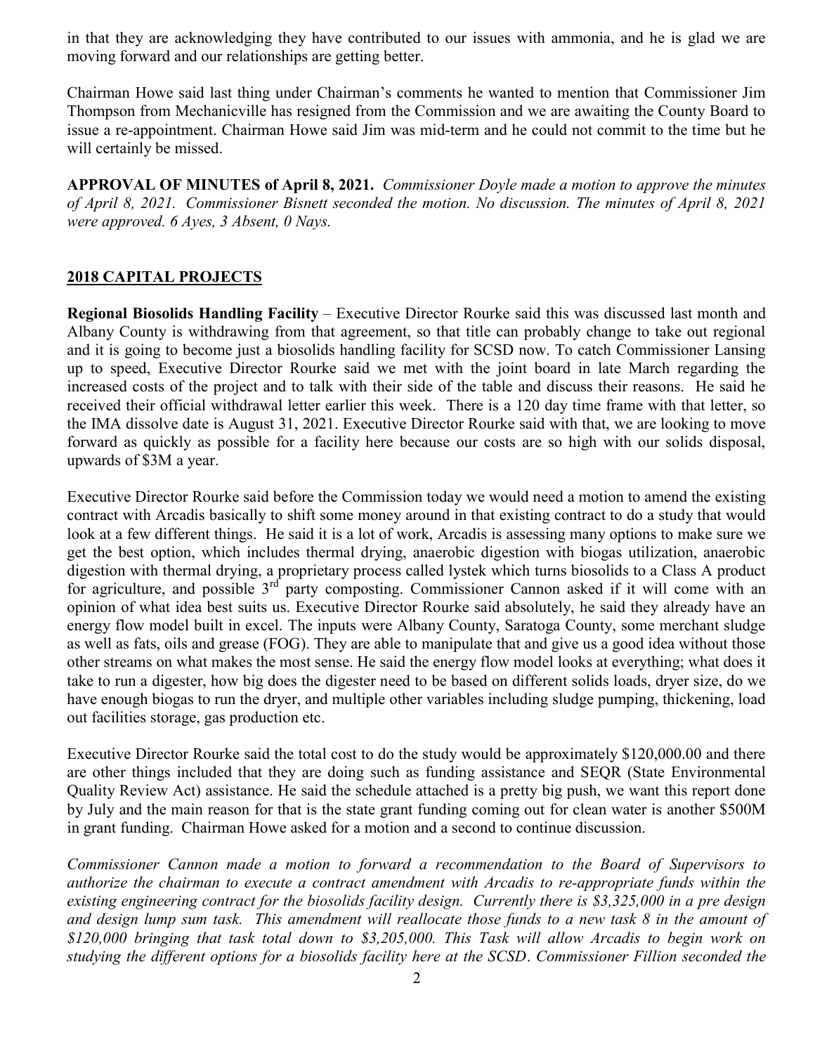in that they are acknowledging they have contributed to our issues with ammonia, and he is glad we are moving forward and our relationships are getting better.

Chairman Howe said last thing under Chairman's comments he wanted to mention that Commissioner Jim Thompson from Mechanicville has resigned from the Commission and we are awaiting the County Board to issue a re-appointment. Chairman Howe said Jim was mid-term and he could not commit to the time but he will certainly be missed.

**APPROVAL OF MINUTES of April 8, 2021.** *Commissioner Doyle made a motion to approve the minutes of April 8, 2021. Commissioner Bisnett seconded the motion. No discussion. The minutes of April 8, 2021 were approved. 6 Ayes, 3 Absent, 0 Nays.*

## 2018 CAPITAL PROJECTS

**Regional Biosolids Handling Facility** – Executive Director Rourke said this was discussed last month and Albany County is withdrawing from that agreement, so that title can probably change to take out regional and it is going to become just a biosolids handling facility for SCSD now. To catch Commissioner Lansing up to speed, Executive Director Rourke said we met with the joint board in late March regarding the increased costs of the project and to talk with their side of the table and discuss their reasons. He said he received their official withdrawal letter earlier this week. There is a 120 day time frame with that letter, so the IMA dissolve date is August 31, 2021. Executive Director Rourke said with that, we are looking to move forward as quickly as possible for a facility here because our costs are so high with our solids disposal, upwards of $3M a year.

Executive Director Rourke said before the Commission today we would need a motion to amend the existing contract with Arcadis basically to shift some money around in that existing contract to do a study that would look at a few different things. He said it is a lot of work, Arcadis is assessing many options to make sure we get the best option, which includes thermal drying, anaerobic digestion with biogas utilization, anaerobic digestion with thermal drying, a proprietary process called lystek which turns biosolids to a Class A product for agriculture, and possible 3rd party composting. Commissioner Cannon asked if it will come with an opinion of what idea best suits us. Executive Director Rourke said absolutely, he said they already have an energy flow model built in excel. The inputs were Albany County, Saratoga County, some merchant sludge as well as fats, oils and grease (FOG). They are able to manipulate that and give us a good idea without those other streams on what makes the most sense. He said the energy flow model looks at everything; what does it take to run a digester, how big does the digester need to be based on different solids loads, dryer size, do we have enough biogas to run the dryer, and multiple other variables including sludge pumping, thickening, load out facilities storage, gas production etc.

Executive Director Rourke said the total cost to do the study would be approximately $120,000.00 and there are other things included that they are doing such as funding assistance and SEQR (State Environmental Quality Review Act) assistance. He said the schedule attached is a pretty big push, we want this report done by July and the main reason for that is the state grant funding coming out for clean water is another $500M in grant funding. Chairman Howe asked for a motion and a second to continue discussion.

*Commissioner Cannon made a motion to forward a recommendation to the Board of Supervisors to authorize the chairman to execute a contract amendment with Arcadis to re-appropriate funds within the existing engineering contract for the biosolids facility design. Currently there is $3,325,000 in a pre design and design lump sum task. This amendment will reallocate those funds to a new task 8 in the amount of $120,000 bringing that task total down to $3,205,000. This Task will allow Arcadis to begin work on studying the different options for a biosolids facility here at the SCSD. Commissioner Fillion seconded the*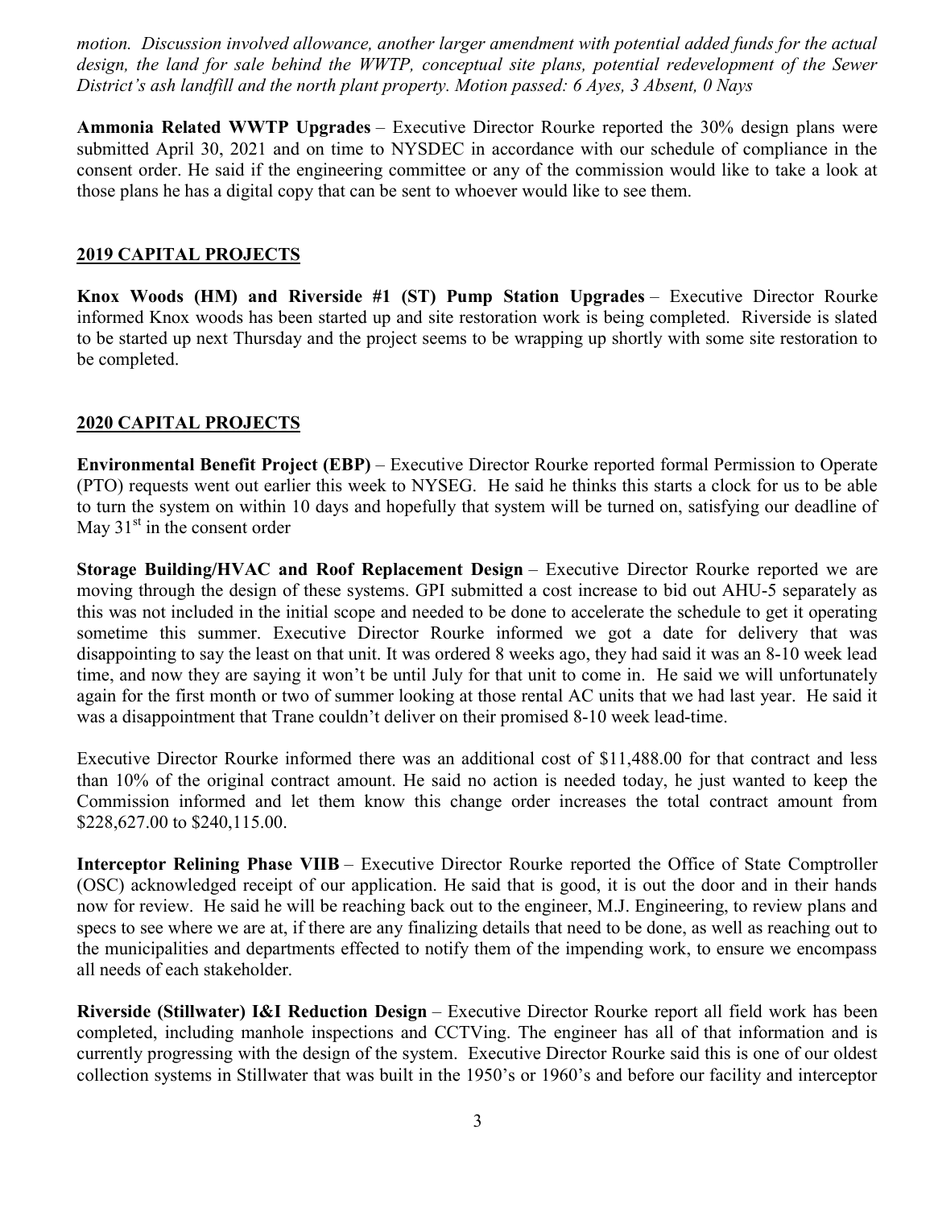*motion. Discussion involved allowance, another larger amendment with potential added funds for the actual design, the land for sale behind the WWTP, conceptual site plans, potential redevelopment of the Sewer District's ash landfill and the north plant property. Motion passed: 6 Ayes, 3 Absent, 0 Nays*

**Ammonia Related WWTP Upgrades** – Executive Director Rourke reported the 30% design plans were submitted April 30, 2021 and on time to NYSDEC in accordance with our schedule of compliance in the consent order. He said if the engineering committee or any of the commission would like to take a look at those plans he has a digital copy that can be sent to whoever would like to see them.

## 2019 CAPITAL PROJECTS

**Knox Woods (HM) and Riverside #1 (ST) Pump Station Upgrades** – Executive Director Rourke informed Knox woods has been started up and site restoration work is being completed. Riverside is slated to be started up next Thursday and the project seems to be wrapping up shortly with some site restoration to be completed.

## 2020 CAPITAL PROJECTS

**Environmental Benefit Project (EBP)** – Executive Director Rourke reported formal Permission to Operate (PTO) requests went out earlier this week to NYSEG. He said he thinks this starts a clock for us to be able to turn the system on within 10 days and hopefully that system will be turned on, satisfying our deadline of May 31st in the consent order

**Storage Building/HVAC and Roof Replacement Design** – Executive Director Rourke reported we are moving through the design of these systems. GPI submitted a cost increase to bid out AHU-5 separately as this was not included in the initial scope and needed to be done to accelerate the schedule to get it operating sometime this summer. Executive Director Rourke informed we got a date for delivery that was disappointing to say the least on that unit. It was ordered 8 weeks ago, they had said it was an 8-10 week lead time, and now they are saying it won't be until July for that unit to come in. He said we will unfortunately again for the first month or two of summer looking at those rental AC units that we had last year. He said it was a disappointment that Trane couldn't deliver on their promised 8-10 week lead-time.

Executive Director Rourke informed there was an additional cost of $11,488.00 for that contract and less than 10% of the original contract amount. He said no action is needed today, he just wanted to keep the Commission informed and let them know this change order increases the total contract amount from $228,627.00 to $240,115.00.

**Interceptor Relining Phase VIIB** – Executive Director Rourke reported the Office of State Comptroller (OSC) acknowledged receipt of our application. He said that is good, it is out the door and in their hands now for review. He said he will be reaching back out to the engineer, M.J. Engineering, to review plans and specs to see where we are at, if there are any finalizing details that need to be done, as well as reaching out to the municipalities and departments effected to notify them of the impending work, to ensure we encompass all needs of each stakeholder.

**Riverside (Stillwater) I&I Reduction Design** – Executive Director Rourke report all field work has been completed, including manhole inspections and CCTVing. The engineer has all of that information and is currently progressing with the design of the system. Executive Director Rourke said this is one of our oldest collection systems in Stillwater that was built in the 1950's or 1960's and before our facility and interceptor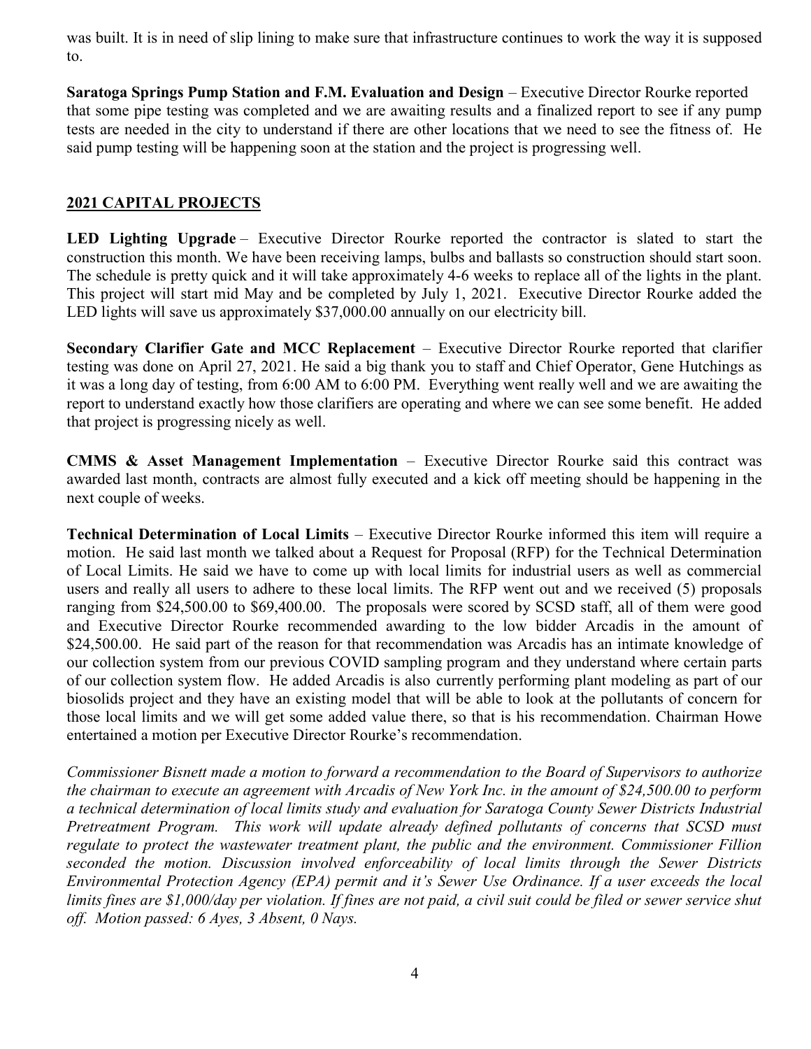was built. It is in need of slip lining to make sure that infrastructure continues to work the way it is supposed to.

**Saratoga Springs Pump Station and F.M. Evaluation and Design** – Executive Director Rourke reported that some pipe testing was completed and we are awaiting results and a finalized report to see if any pump tests are needed in the city to understand if there are other locations that we need to see the fitness of. He said pump testing will be happening soon at the station and the project is progressing well.

## 2021 CAPITAL PROJECTS

**LED Lighting Upgrade** – Executive Director Rourke reported the contractor is slated to start the construction this month. We have been receiving lamps, bulbs and ballasts so construction should start soon. The schedule is pretty quick and it will take approximately 4-6 weeks to replace all of the lights in the plant. This project will start mid May and be completed by July 1, 2021. Executive Director Rourke added the LED lights will save us approximately $37,000.00 annually on our electricity bill.

**Secondary Clarifier Gate and MCC Replacement** – Executive Director Rourke reported that clarifier testing was done on April 27, 2021. He said a big thank you to staff and Chief Operator, Gene Hutchings as it was a long day of testing, from 6:00 AM to 6:00 PM. Everything went really well and we are awaiting the report to understand exactly how those clarifiers are operating and where we can see some benefit. He added that project is progressing nicely as well.

**CMMS & Asset Management Implementation** – Executive Director Rourke said this contract was awarded last month, contracts are almost fully executed and a kick off meeting should be happening in the next couple of weeks.

**Technical Determination of Local Limits** – Executive Director Rourke informed this item will require a motion. He said last month we talked about a Request for Proposal (RFP) for the Technical Determination of Local Limits. He said we have to come up with local limits for industrial users as well as commercial users and really all users to adhere to these local limits. The RFP went out and we received (5) proposals ranging from $24,500.00 to $69,400.00. The proposals were scored by SCSD staff, all of them were good and Executive Director Rourke recommended awarding to the low bidder Arcadis in the amount of $24,500.00. He said part of the reason for that recommendation was Arcadis has an intimate knowledge of our collection system from our previous COVID sampling program and they understand where certain parts of our collection system flow. He added Arcadis is also currently performing plant modeling as part of our biosolids project and they have an existing model that will be able to look at the pollutants of concern for those local limits and we will get some added value there, so that is his recommendation. Chairman Howe entertained a motion per Executive Director Rourke's recommendation.

*Commissioner Bisnett made a motion to forward a recommendation to the Board of Supervisors to authorize the chairman to execute an agreement with Arcadis of New York Inc. in the amount of $24,500.00 to perform a technical determination of local limits study and evaluation for Saratoga County Sewer Districts Industrial Pretreatment Program. This work will update already defined pollutants of concerns that SCSD must regulate to protect the wastewater treatment plant, the public and the environment. Commissioner Fillion seconded the motion. Discussion involved enforceability of local limits through the Sewer Districts Environmental Protection Agency (EPA) permit and it's Sewer Use Ordinance. If a user exceeds the local limits fines are $1,000/day per violation. If fines are not paid, a civil suit could be filed or sewer service shut off. Motion passed: 6 Ayes, 3 Absent, 0 Nays.*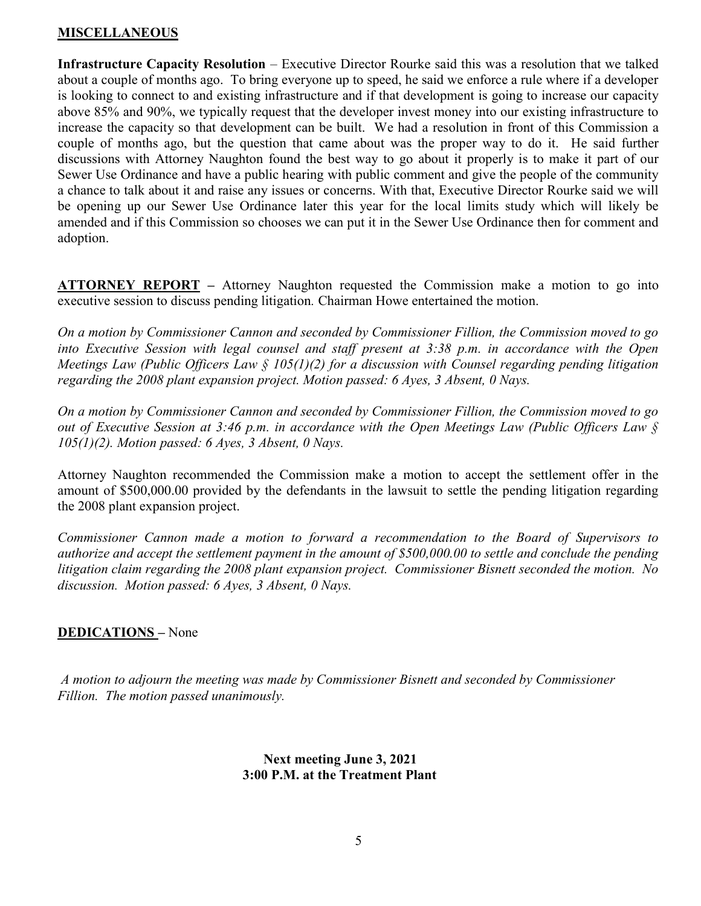**MISCELLANEOUS**

**Infrastructure Capacity Resolution** – Executive Director Rourke said this was a resolution that we talked about a couple of months ago. To bring everyone up to speed, he said we enforce a rule where if a developer is looking to connect to and existing infrastructure and if that development is going to increase our capacity above 85% and 90%, we typically request that the developer invest money into our existing infrastructure to increase the capacity so that development can be built. We had a resolution in front of this Commission a couple of months ago, but the question that came about was the proper way to do it. He said further discussions with Attorney Naughton found the best way to go about it properly is to make it part of our Sewer Use Ordinance and have a public hearing with public comment and give the people of the community a chance to talk about it and raise any issues or concerns. With that, Executive Director Rourke said we will be opening up our Sewer Use Ordinance later this year for the local limits study which will likely be amended and if this Commission so chooses we can put it in the Sewer Use Ordinance then for comment and adoption.

**ATTORNEY REPORT** – Attorney Naughton requested the Commission make a motion to go into executive session to discuss pending litigation. Chairman Howe entertained the motion.

*On a motion by Commissioner Cannon and seconded by Commissioner Fillion, the Commission moved to go into Executive Session with legal counsel and staff present at 3:38 p.m. in accordance with the Open Meetings Law (Public Officers Law § 105(1)(2) for a discussion with Counsel regarding pending litigation regarding the 2008 plant expansion project. Motion passed: 6 Ayes, 3 Absent, 0 Nays.*

*On a motion by Commissioner Cannon and seconded by Commissioner Fillion, the Commission moved to go out of Executive Session at 3:46 p.m. in accordance with the Open Meetings Law (Public Officers Law § 105(1)(2). Motion passed: 6 Ayes, 3 Absent, 0 Nays.*

Attorney Naughton recommended the Commission make a motion to accept the settlement offer in the amount of $500,000.00 provided by the defendants in the lawsuit to settle the pending litigation regarding the 2008 plant expansion project.

*Commissioner Cannon made a motion to forward a recommendation to the Board of Supervisors to authorize and accept the settlement payment in the amount of $500,000.00 to settle and conclude the pending litigation claim regarding the 2008 plant expansion project. Commissioner Bisnett seconded the motion. No discussion. Motion passed: 6 Ayes, 3 Absent, 0 Nays.*

**DEDICATIONS** – None

*A motion to adjourn the meeting was made by Commissioner Bisnett and seconded by Commissioner Fillion. The motion passed unanimously.*

**Next meeting June 3, 2021**
**3:00 P.M. at the Treatment Plant**